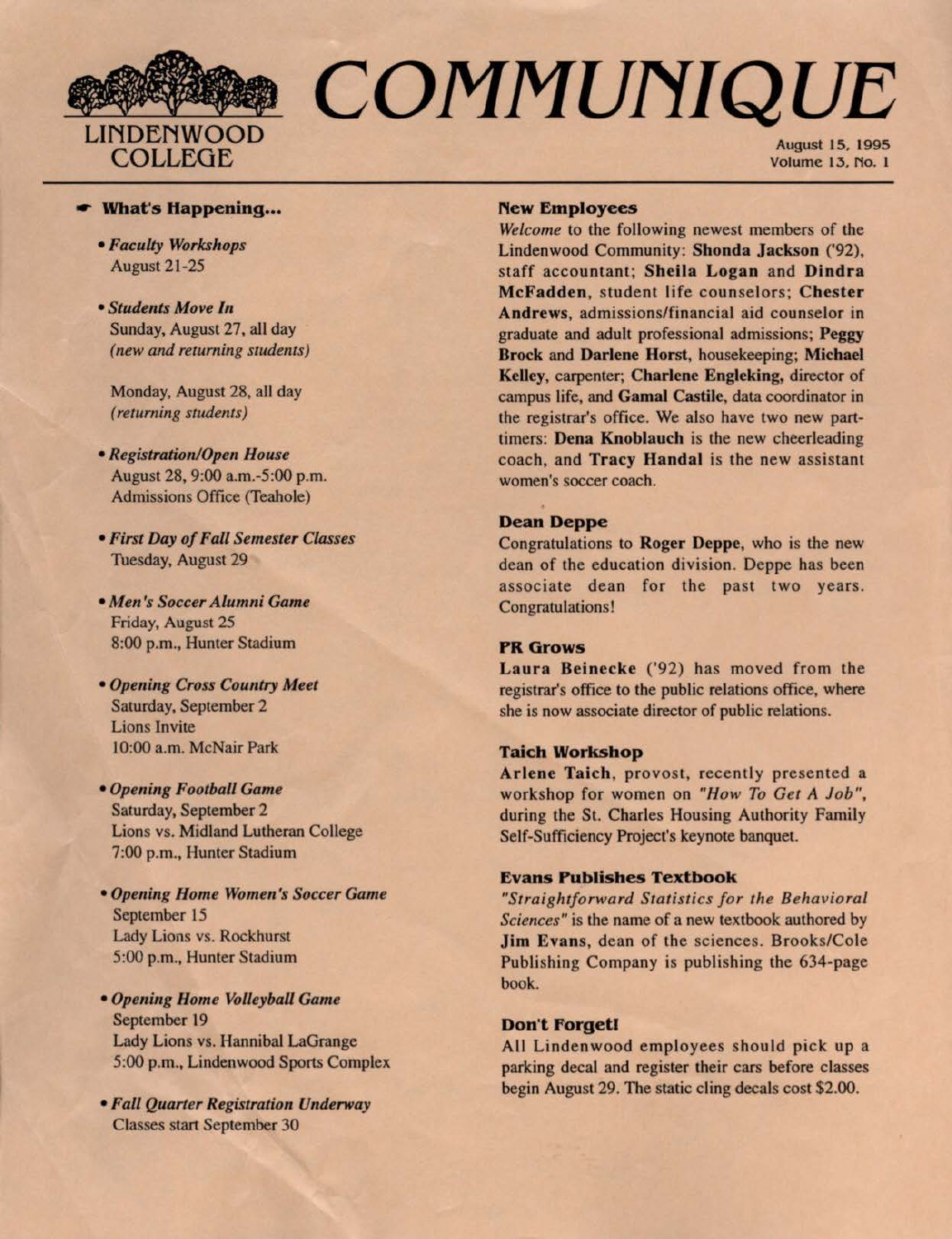# COMMUNIQUE

LINDENWOOD COLLEGE

August 15, 1995
Volume 13, No. 1

## What's Happening...

- ***Faculty Workshops***
  August 21-25

- ***Students Move In***
  Sunday, August 27, all day
  *(new and returning students)*

  Monday, August 28, all day
  *(returning students)*

- ***Registration/Open House***
  August 28, 9:00 a.m.-5:00 p.m.
  Admissions Office (Teahole)

- ***First Day of Fall Semester Classes***
  Tuesday, August 29

- ***Men's Soccer Alumni Game***
  Friday, August 25
  8:00 p.m., Hunter Stadium

- ***Opening Cross Country Meet***
  Saturday, September 2
  Lions Invite
  10:00 a.m. McNair Park

- ***Opening Football Game***
  Saturday, September 2
  Lions vs. Midland Lutheran College
  7:00 p.m., Hunter Stadium

- ***Opening Home Women's Soccer Game***
  September 15
  Lady Lions vs. Rockhurst
  5:00 p.m., Hunter Stadium

- ***Opening Home Volleyball Game***
  September 19
  Lady Lions vs. Hannibal LaGrange
  5:00 p.m., Lindenwood Sports Complex

- ***Fall Quarter Registration Underway***
  Classes start September 30

### New Employees

*Welcome* to the following newest members of the Lindenwood Community: **Shonda Jackson** ('92), staff accountant; **Sheila Logan** and **Dindra McFadden**, student life counselors; **Chester Andrews**, admissions/financial aid counselor in graduate and adult professional admissions; **Peggy Brock** and **Darlene Horst**, housekeeping; **Michael Kelley**, carpenter; **Charlene Engleking**, director of campus life, and **Gamal Castile**, data coordinator in the registrar's office. We also have two new part-timers: **Dena Knoblauch** is the new cheerleading coach, and **Tracy Handal** is the new assistant women's soccer coach.

### Dean Deppe

Congratulations to **Roger Deppe**, who is the new dean of the education division. Deppe has been associate dean for the past two years. Congratulations!

### PR Grows

**Laura Beinecke** ('92) has moved from the registrar's office to the public relations office, where she is now associate director of public relations.

### Taich Workshop

**Arlene Taich**, provost, recently presented a workshop for women on *"How To Get A Job"*, during the St. Charles Housing Authority Family Self-Sufficiency Project's keynote banquet.

### Evans Publishes Textbook

*"Straightforward Statistics for the Behavioral Sciences"* is the name of a new textbook authored by **Jim Evans**, dean of the sciences. Brooks/Cole Publishing Company is publishing the 634-page book.

### Don't Forget!

All Lindenwood employees should pick up a parking decal and register their cars before classes begin August 29. The static cling decals cost $2.00.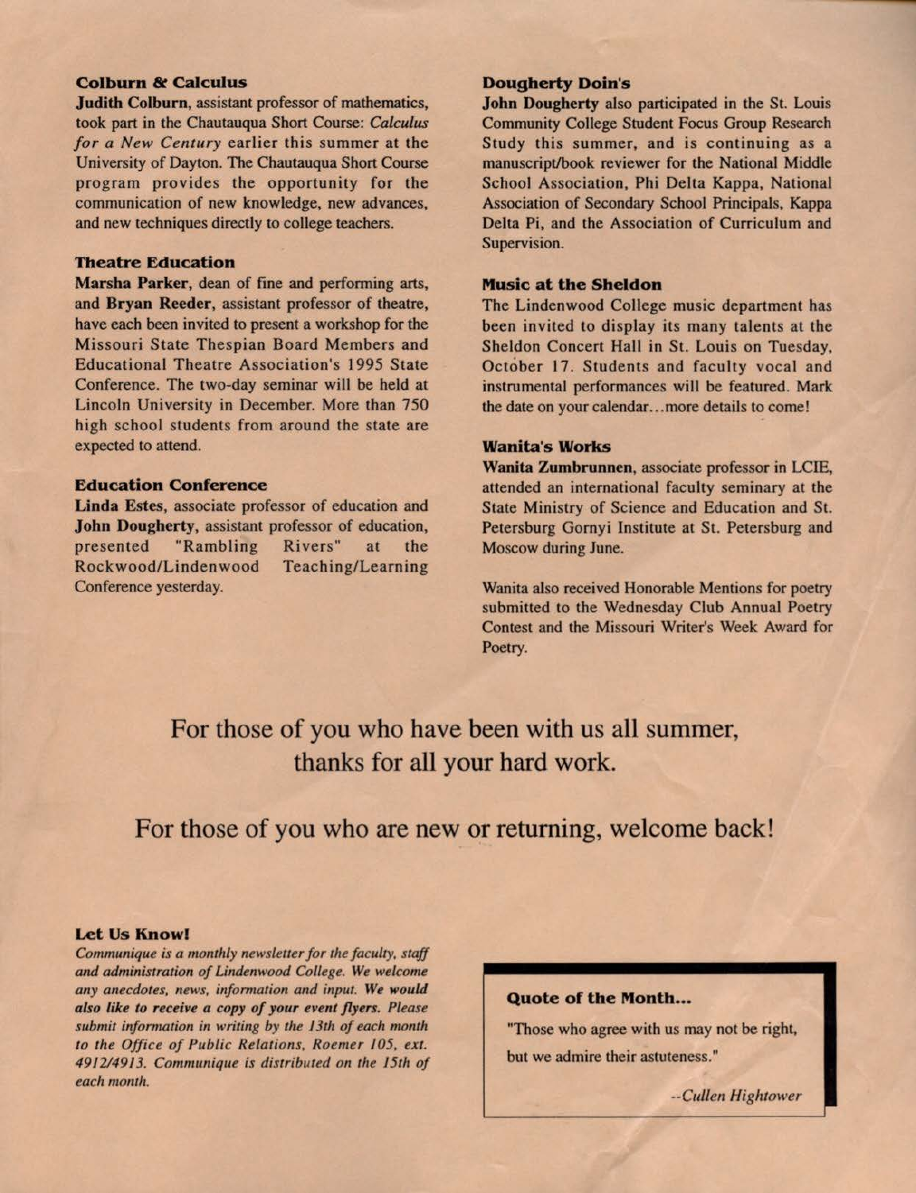### Colburn & Calculus

**Judith Colburn**, assistant professor of mathematics, took part in the Chautauqua Short Course: *Calculus for a New Century* earlier this summer at the University of Dayton. The Chautauqua Short Course program provides the opportunity for the communication of new knowledge, new advances, and new techniques directly to college teachers.

### Theatre Education

**Marsha Parker**, dean of fine and performing arts, and **Bryan Reeder**, assistant professor of theatre, have each been invited to present a workshop for the Missouri State Thespian Board Members and Educational Theatre Association's 1995 State Conference. The two-day seminar will be held at Lincoln University in December. More than 750 high school students from around the state are expected to attend.

### Education Conference

**Linda Estes**, associate professor of education and **John Dougherty**, assistant professor of education, presented "Rambling Rivers" at the Rockwood/Lindenwood Teaching/Learning Conference yesterday.

### Dougherty Doin's

**John Dougherty** also participated in the St. Louis Community College Student Focus Group Research Study this summer, and is continuing as a manuscript/book reviewer for the National Middle School Association, Phi Delta Kappa, National Association of Secondary School Principals, Kappa Delta Pi, and the Association of Curriculum and Supervision.

### Music at the Sheldon

The Lindenwood College music department has been invited to display its many talents at the Sheldon Concert Hall in St. Louis on Tuesday, October 17. Students and faculty vocal and instrumental performances will be featured. Mark the date on your calendar...more details to come!

### Wanita's Works

**Wanita Zumbrunnen**, associate professor in LCIE, attended an international faculty seminary at the State Ministry of Science and Education and St. Petersburg Gornyi Institute at St. Petersburg and Moscow during June.

Wanita also received Honorable Mentions for poetry submitted to the Wednesday Club Annual Poetry Contest and the Missouri Writer's Week Award for Poetry.

## For those of you who have been with us all summer, thanks for all your hard work.

## For those of you who are new or returning, welcome back!

### Let Us Know!

*Communique is a monthly newsletter for the faculty, staff and administration of Lindenwood College. We welcome any anecdotes, news, information and input. We would also like to receive a copy of your event flyers. Please submit information in writing by the 13th of each month to the Office of Public Relations, Roemer 105, ext. 4912/4913. Communique is distributed on the 15th of each month.*

### Quote of the Month...

"Those who agree with us may not be right, but we admire their astuteness."

*--Cullen Hightower*